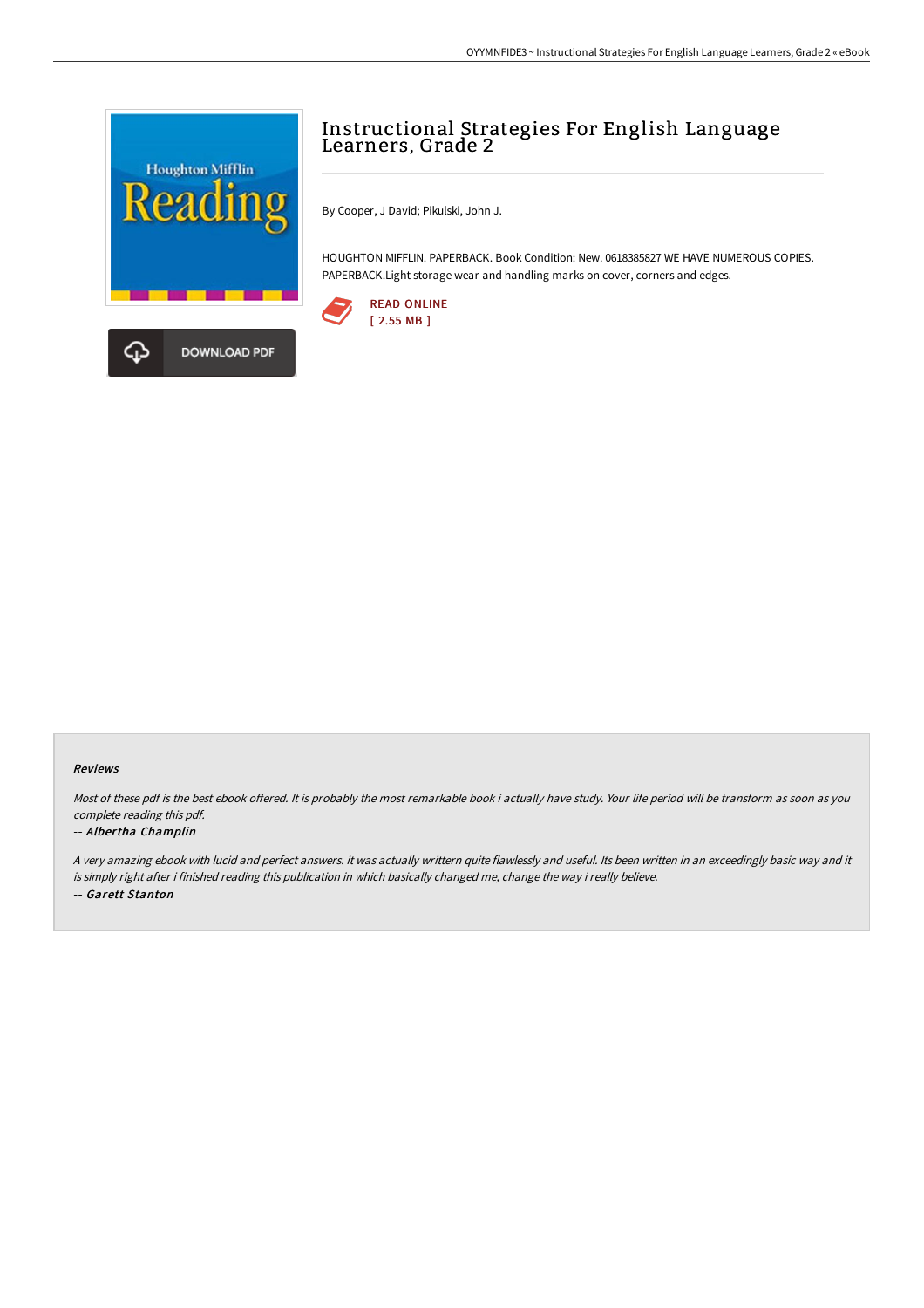# Instructional Strategies For English Language Learners, Grade 2

By Cooper, J David; Pikulski, John J.

HOUGHTON MIFFLIN. PAPERBACK. Book Condition: New. 0618385827 WE HAVE NUMEROUS COPIES. PAPERBACK.Light storage wear and handling marks on cover, corners and edges.

READ ONLINE
[ 2.55 MB ]

DOWNLOAD PDF

#### Reviews

*Most of these pdf is the best ebook offered. It is probably the most remarkable book i actually have study. Your life period will be transform as soon as you complete reading this pdf.*

*-- Albertha Champlin*

*A very amazing ebook with lucid and perfect answers. it was actually writtern quite flawlessly and useful. Its been written in an exceedingly basic way and it is simply right after i finished reading this publication in which basically changed me, change the way i really believe.*

*-- Garett Stanton*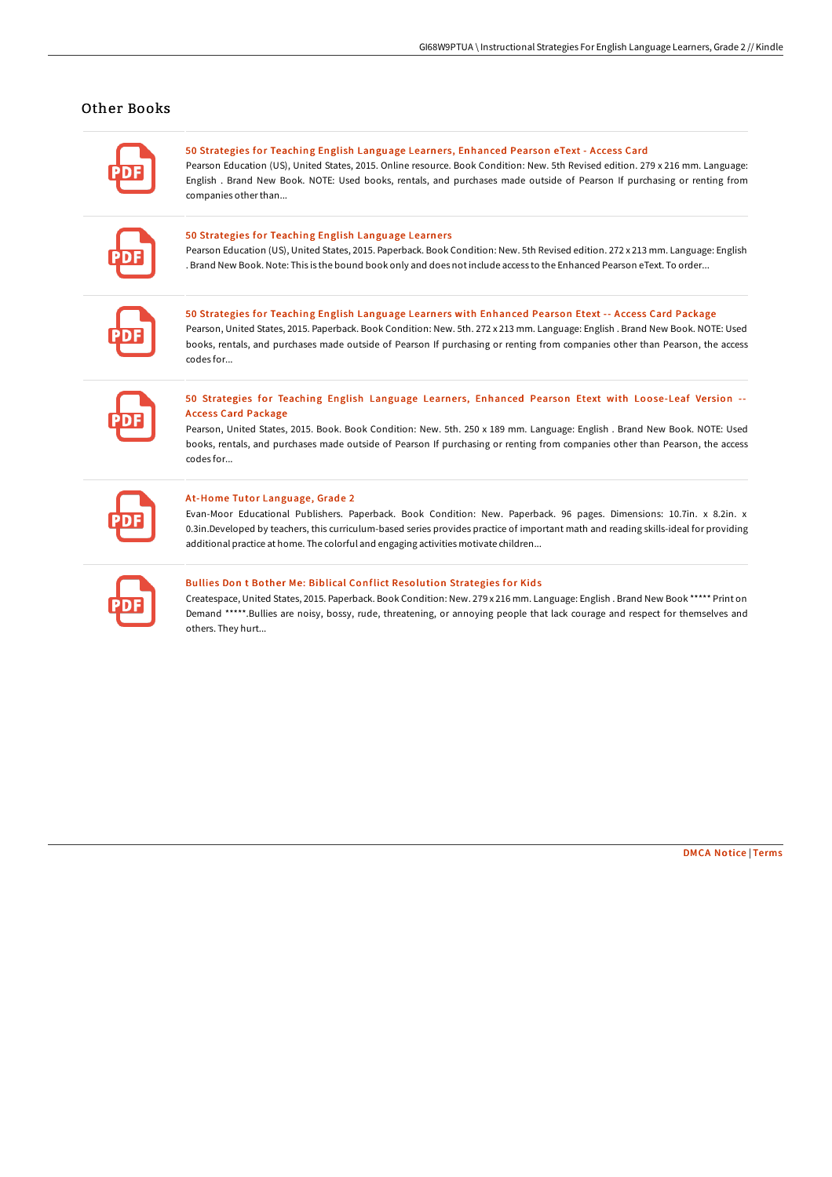## Other Books

### 50 Strategies for Teaching English Language Learners, Enhanced Pearson eText - Access Card

Pearson Education (US), United States, 2015. Online resource. Book Condition: New. 5th Revised edition. 279 x 216 mm. Language: English . Brand New Book. NOTE: Used books, rentals, and purchases made outside of Pearson If purchasing or renting from companies other than...

### 50 Strategies for Teaching English Language Learners

Pearson Education (US), United States, 2015. Paperback. Book Condition: New. 5th Revised edition. 272 x 213 mm. Language: English . Brand New Book. Note: This is the bound book only and does not include access to the Enhanced Pearson eText. To order...

### 50 Strategies for Teaching English Language Learners with Enhanced Pearson Etext -- Access Card Package

Pearson, United States, 2015. Paperback. Book Condition: New. 5th. 272 x 213 mm. Language: English . Brand New Book. NOTE: Used books, rentals, and purchases made outside of Pearson If purchasing or renting from companies other than Pearson, the access codes for...

### 50 Strategies for Teaching English Language Learners, Enhanced Pearson Etext with Loose-Leaf Version -- Access Card Package

Pearson, United States, 2015. Book. Book Condition: New. 5th. 250 x 189 mm. Language: English . Brand New Book. NOTE: Used books, rentals, and purchases made outside of Pearson If purchasing or renting from companies other than Pearson, the access codes for...

### At-Home Tutor Language, Grade 2

Evan-Moor Educational Publishers. Paperback. Book Condition: New. Paperback. 96 pages. Dimensions: 10.7in. x 8.2in. x 0.3in.Developed by teachers, this curriculum-based series provides practice of important math and reading skills-ideal for providing additional practice at home. The colorful and engaging activities motivate children...

### Bullies Don t Bother Me: Biblical Conflict Resolution Strategies for Kids

Createspace, United States, 2015. Paperback. Book Condition: New. 279 x 216 mm. Language: English . Brand New Book ***** Print on Demand *****.Bullies are noisy, bossy, rude, threatening, or annoying people that lack courage and respect for themselves and others. They hurt...

DMCA Notice | Terms